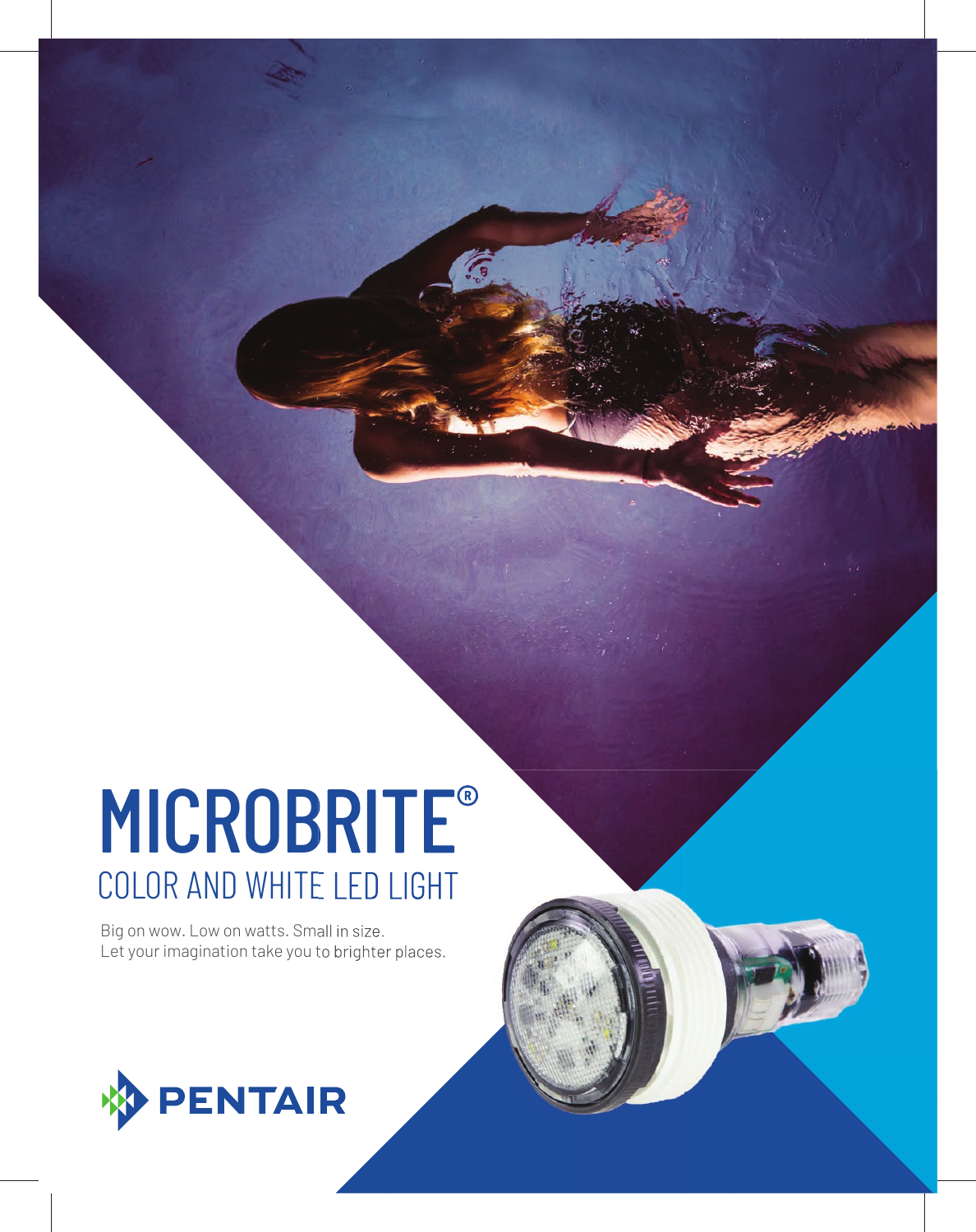# MICROBRITE®

## COLOR AND WHITE LED LIGHT

Big on wow. Low on watts. Small in size.
Let your imagination take you to brighter places.

PENTAIR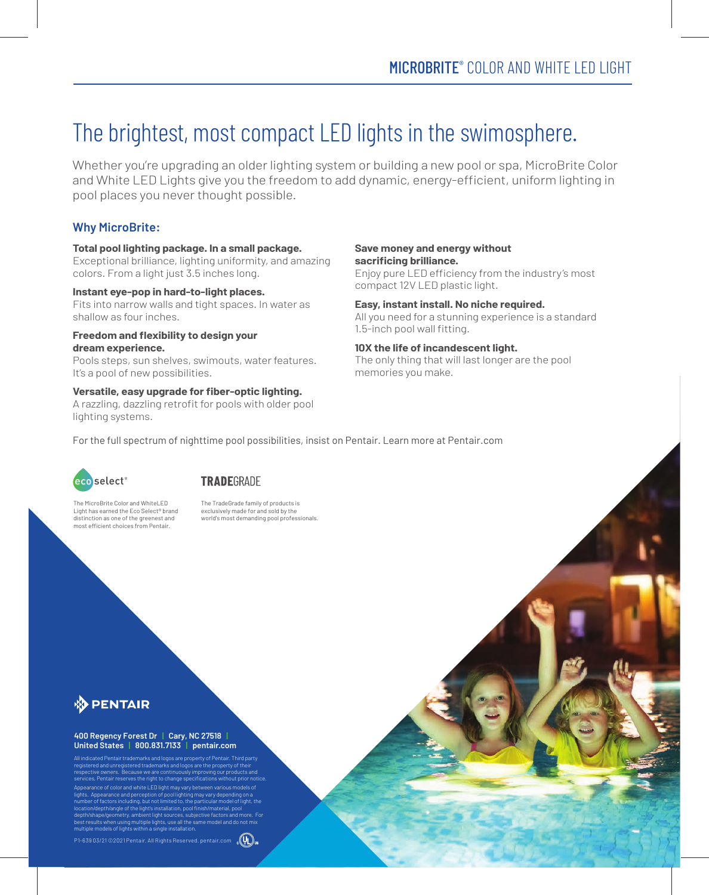MICROBRITE® COLOR AND WHITE LED LIGHT

# The brightest, most compact LED lights in the swimosphere.

Whether you're upgrading an older lighting system or building a new pool or spa, MicroBrite Color and White LED Lights give you the freedom to add dynamic, energy-efficient, uniform lighting in pool places you never thought possible.

## Why MicroBrite:

**Total pool lighting package. In a small package.**
Exceptional brilliance, lighting uniformity, and amazing colors. From a light just 3.5 inches long.

**Instant eye-pop in hard-to-light places.**
Fits into narrow walls and tight spaces. In water as shallow as four inches.

**Freedom and flexibility to design your dream experience.**
Pools steps, sun shelves, swimouts, water features. It's a pool of new possibilities.

**Versatile, easy upgrade for fiber-optic lighting.**
A razzling, dazzling retrofit for pools with older pool lighting systems.

**Save money and energy without sacrificing brilliance.**
Enjoy pure LED efficiency from the industry's most compact 12V LED plastic light.

**Easy, instant install. No niche required.**
All you need for a stunning experience is a standard 1.5-inch pool wall fitting.

**10X the life of incandescent light.**
The only thing that will last longer are the pool memories you make.

For the full spectrum of nighttime pool possibilities, insist on Pentair. Learn more at Pentair.com

eco select®

The MicroBrite Color and WhiteLED Light has earned the Eco Select® brand distinction as one of the greenest and most efficient choices from Pentair.

TRADEGRADE

The TradeGrade family of products is exclusively made for and sold by the world's most demanding pool professionals.

PENTAIR

**400 Regency Forest Dr | Cary, NC 27518 | United States | 800.831.7133 | pentair.com**

All indicated Pentair trademarks and logos are property of Pentair. Third party registered and unregistered trademarks and logos are the property of their respective owners. Because we are continuously improving our products and services, Pentair reserves the right to change specifications without prior notice.

Appearance of color and white LED light may vary between various models of lights. Appearance and perception of pool lighting may vary depending on a number of factors including, but not limited to, the particular model of light, the location/depth/angle of the light's installation, pool finish/material, pool depth/shape/geometry, ambient light sources, subjective factors and more. For best results when using multiple lights, use all the same model and do not mix multiple models of lights within a single installation.

P1-639 03/21 ©2021 Pentair. All Rights Reserved. pentair.com